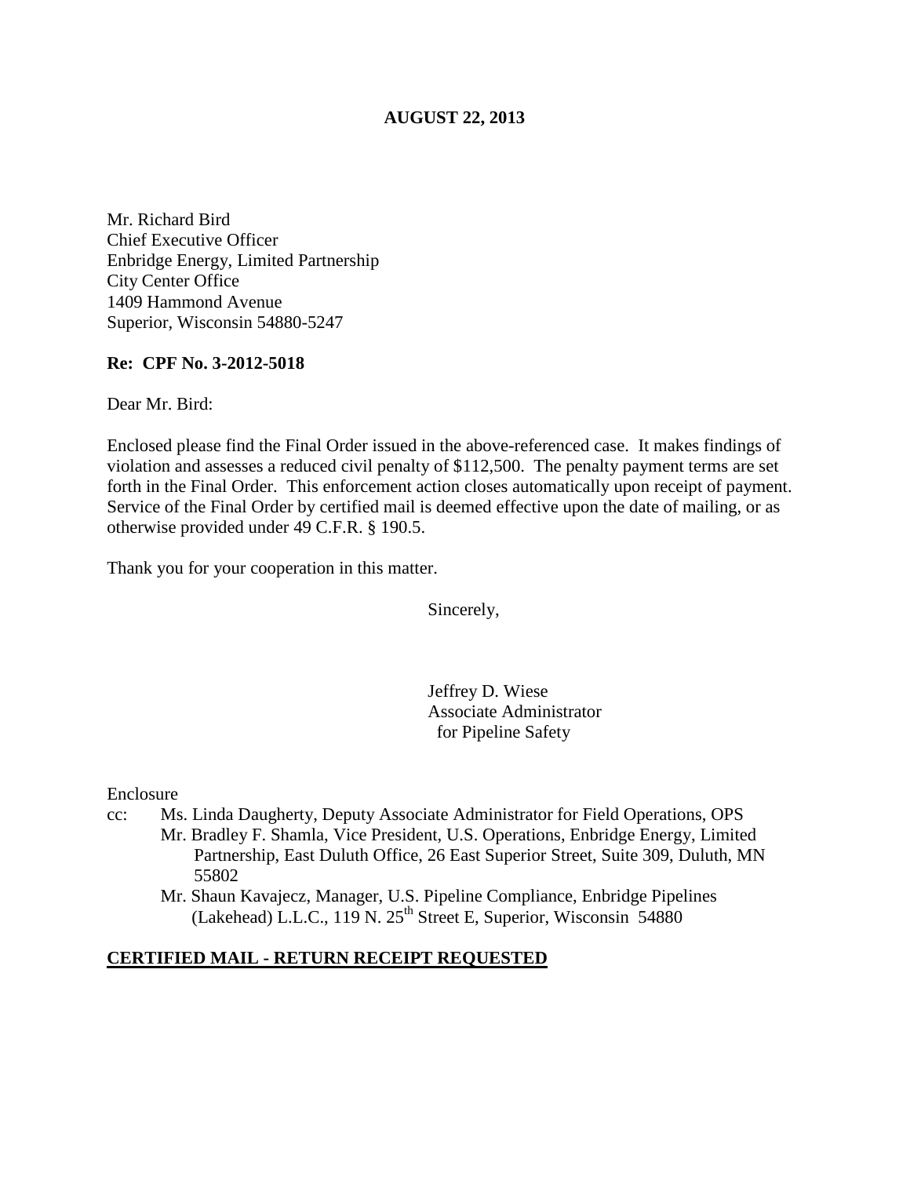**AUGUST 22, 2013**

Mr. Richard Bird
Chief Executive Officer
Enbridge Energy, Limited Partnership
City Center Office
1409 Hammond Avenue
Superior, Wisconsin 54880-5247

**Re: CPF No. 3-2012-5018**

Dear Mr. Bird:

Enclosed please find the Final Order issued in the above-referenced case. It makes findings of violation and assesses a reduced civil penalty of $112,500. The penalty payment terms are set forth in the Final Order. This enforcement action closes automatically upon receipt of payment. Service of the Final Order by certified mail is deemed effective upon the date of mailing, or as otherwise provided under 49 C.F.R. § 190.5.

Thank you for your cooperation in this matter.

Sincerely,

Jeffrey D. Wiese
Associate Administrator
for Pipeline Safety

Enclosure

cc: Ms. Linda Daugherty, Deputy Associate Administrator for Field Operations, OPS
Mr. Bradley F. Shamla, Vice President, U.S. Operations, Enbridge Energy, Limited Partnership, East Duluth Office, 26 East Superior Street, Suite 309, Duluth, MN 55802
Mr. Shaun Kavajecz, Manager, U.S. Pipeline Compliance, Enbridge Pipelines (Lakehead) L.L.C., 119 N. 25th Street E, Superior, Wisconsin 54880

**CERTIFIED MAIL - RETURN RECEIPT REQUESTED**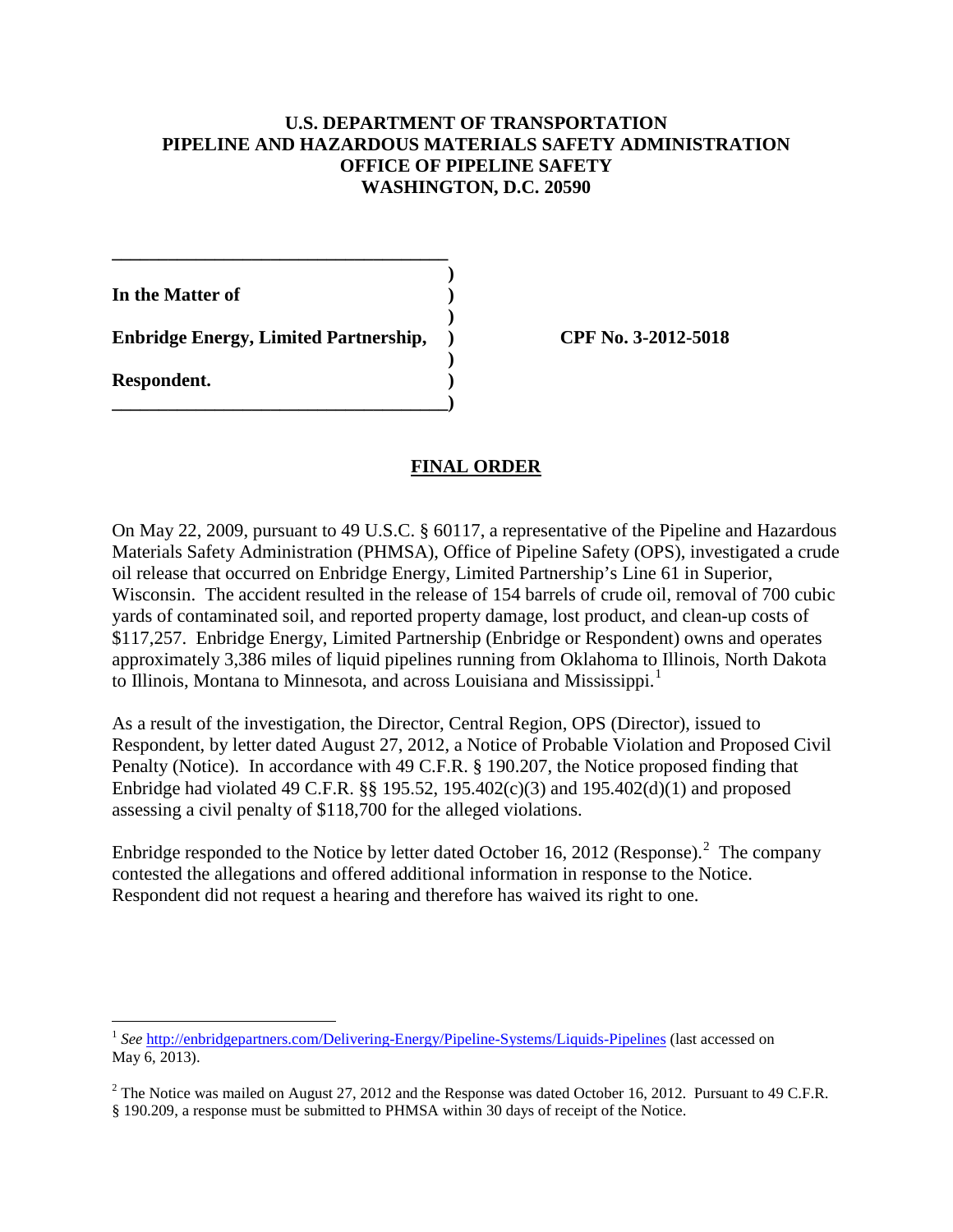**U.S. DEPARTMENT OF TRANSPORTATION**
**PIPELINE AND HAZARDOUS MATERIALS SAFETY ADMINISTRATION**
**OFFICE OF PIPELINE SAFETY**
**WASHINGTON, D.C. 20590**

**In the Matter of**

**Enbridge Energy, Limited Partnership,**

**Respondent.**

**CPF No. 3-2012-5018**

## FINAL ORDER

On May 22, 2009, pursuant to 49 U.S.C. § 60117, a representative of the Pipeline and Hazardous Materials Safety Administration (PHMSA), Office of Pipeline Safety (OPS), investigated a crude oil release that occurred on Enbridge Energy, Limited Partnership's Line 61 in Superior, Wisconsin. The accident resulted in the release of 154 barrels of crude oil, removal of 700 cubic yards of contaminated soil, and reported property damage, lost product, and clean-up costs of $117,257. Enbridge Energy, Limited Partnership (Enbridge or Respondent) owns and operates approximately 3,386 miles of liquid pipelines running from Oklahoma to Illinois, North Dakota to Illinois, Montana to Minnesota, and across Louisiana and Mississippi.[1]

As a result of the investigation, the Director, Central Region, OPS (Director), issued to Respondent, by letter dated August 27, 2012, a Notice of Probable Violation and Proposed Civil Penalty (Notice). In accordance with 49 C.F.R. § 190.207, the Notice proposed finding that Enbridge had violated 49 C.F.R. §§ 195.52, 195.402(c)(3) and 195.402(d)(1) and proposed assessing a civil penalty of $118,700 for the alleged violations.

Enbridge responded to the Notice by letter dated October 16, 2012 (Response).[2] The company contested the allegations and offered additional information in response to the Notice. Respondent did not request a hearing and therefore has waived its right to one.

---

[1] *See* http://enbridgepartners.com/Delivering-Energy/Pipeline-Systems/Liquids-Pipelines (last accessed on May 6, 2013).

[2] The Notice was mailed on August 27, 2012 and the Response was dated October 16, 2012. Pursuant to 49 C.F.R. § 190.209, a response must be submitted to PHMSA within 30 days of receipt of the Notice.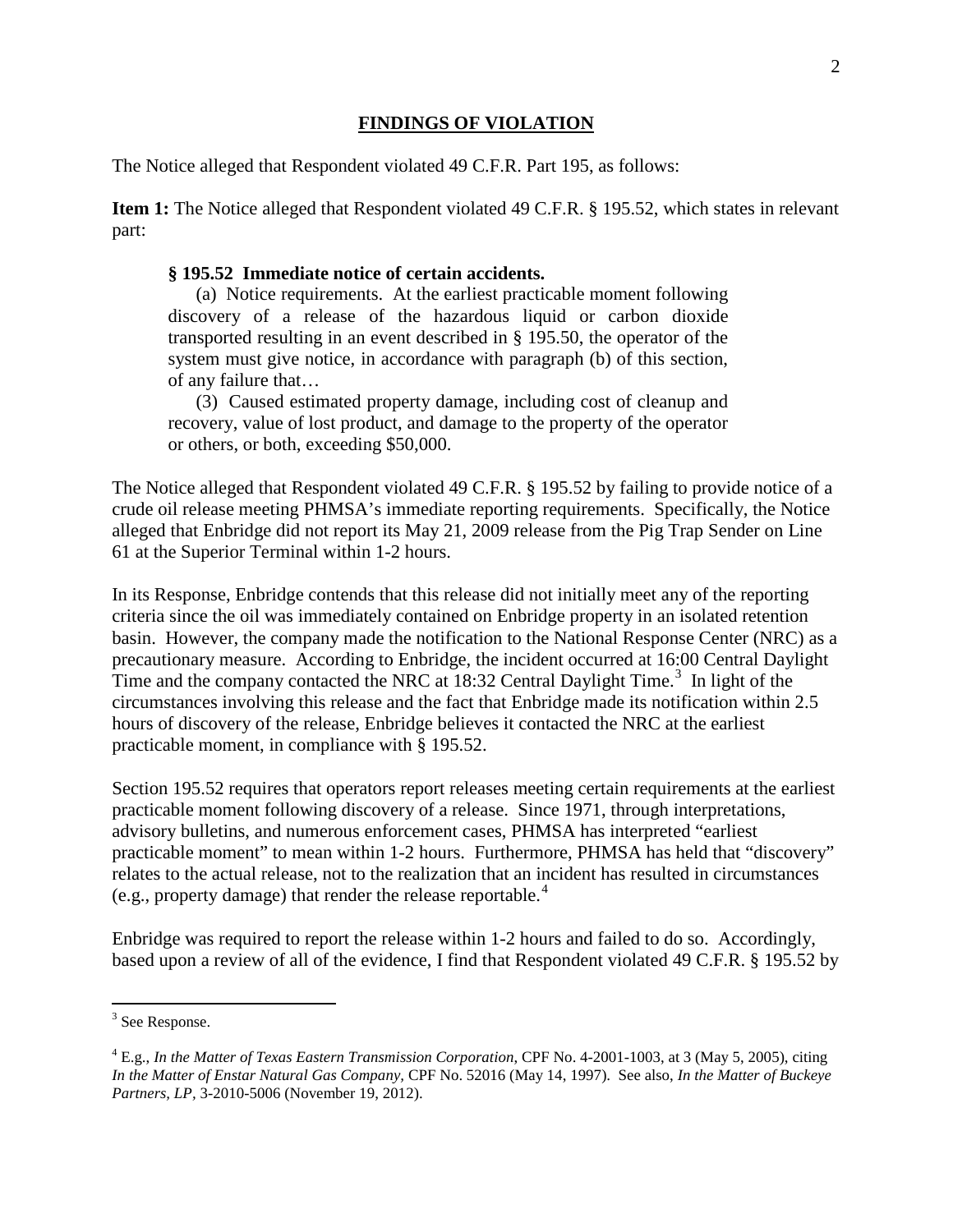## FINDINGS OF VIOLATION

The Notice alleged that Respondent violated 49 C.F.R. Part 195, as follows:

**Item 1:** The Notice alleged that Respondent violated 49 C.F.R. § 195.52, which states in relevant part:

> **§ 195.52 Immediate notice of certain accidents.**
>
> (a) Notice requirements. At the earliest practicable moment following discovery of a release of the hazardous liquid or carbon dioxide transported resulting in an event described in § 195.50, the operator of the system must give notice, in accordance with paragraph (b) of this section, of any failure that…
>
> (3) Caused estimated property damage, including cost of cleanup and recovery, value of lost product, and damage to the property of the operator or others, or both, exceeding $50,000.

The Notice alleged that Respondent violated 49 C.F.R. § 195.52 by failing to provide notice of a crude oil release meeting PHMSA's immediate reporting requirements. Specifically, the Notice alleged that Enbridge did not report its May 21, 2009 release from the Pig Trap Sender on Line 61 at the Superior Terminal within 1-2 hours.

In its Response, Enbridge contends that this release did not initially meet any of the reporting criteria since the oil was immediately contained on Enbridge property in an isolated retention basin. However, the company made the notification to the National Response Center (NRC) as a precautionary measure. According to Enbridge, the incident occurred at 16:00 Central Daylight Time and the company contacted the NRC at 18:32 Central Daylight Time.[3] In light of the circumstances involving this release and the fact that Enbridge made its notification within 2.5 hours of discovery of the release, Enbridge believes it contacted the NRC at the earliest practicable moment, in compliance with § 195.52.

Section 195.52 requires that operators report releases meeting certain requirements at the earliest practicable moment following discovery of a release. Since 1971, through interpretations, advisory bulletins, and numerous enforcement cases, PHMSA has interpreted "earliest practicable moment" to mean within 1-2 hours. Furthermore, PHMSA has held that "discovery" relates to the actual release, not to the realization that an incident has resulted in circumstances (e.g., property damage) that render the release reportable.[4]

Enbridge was required to report the release within 1-2 hours and failed to do so. Accordingly, based upon a review of all of the evidence, I find that Respondent violated 49 C.F.R. § 195.52 by

---

[3] See Response.

[4] E.g., *In the Matter of Texas Eastern Transmission Corporation*, CPF No. 4-2001-1003, at 3 (May 5, 2005), citing *In the Matter of Enstar Natural Gas Company*, CPF No. 52016 (May 14, 1997). See also, *In the Matter of Buckeye Partners, LP*, 3-2010-5006 (November 19, 2012).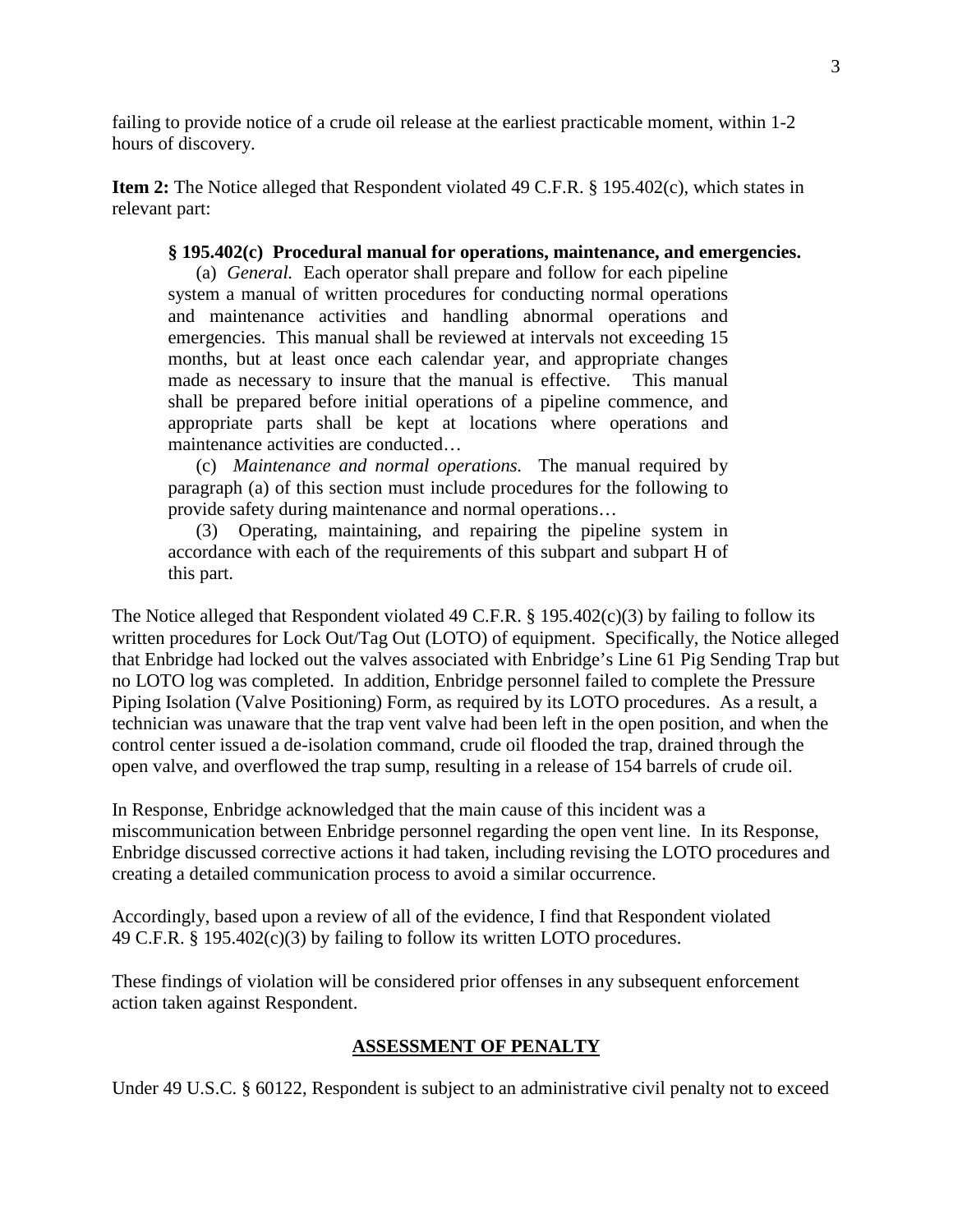failing to provide notice of a crude oil release at the earliest practicable moment, within 1-2 hours of discovery.

**Item 2:** The Notice alleged that Respondent violated 49 C.F.R. § 195.402(c), which states in relevant part:

> **§ 195.402(c) Procedural manual for operations, maintenance, and emergencies.**
>
> (a) *General.* Each operator shall prepare and follow for each pipeline system a manual of written procedures for conducting normal operations and maintenance activities and handling abnormal operations and emergencies. This manual shall be reviewed at intervals not exceeding 15 months, but at least once each calendar year, and appropriate changes made as necessary to insure that the manual is effective. This manual shall be prepared before initial operations of a pipeline commence, and appropriate parts shall be kept at locations where operations and maintenance activities are conducted…
>
> (c) *Maintenance and normal operations.* The manual required by paragraph (a) of this section must include procedures for the following to provide safety during maintenance and normal operations…
>
> (3) Operating, maintaining, and repairing the pipeline system in accordance with each of the requirements of this subpart and subpart H of this part.

The Notice alleged that Respondent violated 49 C.F.R. § 195.402(c)(3) by failing to follow its written procedures for Lock Out/Tag Out (LOTO) of equipment. Specifically, the Notice alleged that Enbridge had locked out the valves associated with Enbridge's Line 61 Pig Sending Trap but no LOTO log was completed. In addition, Enbridge personnel failed to complete the Pressure Piping Isolation (Valve Positioning) Form, as required by its LOTO procedures. As a result, a technician was unaware that the trap vent valve had been left in the open position, and when the control center issued a de-isolation command, crude oil flooded the trap, drained through the open valve, and overflowed the trap sump, resulting in a release of 154 barrels of crude oil.

In Response, Enbridge acknowledged that the main cause of this incident was a miscommunication between Enbridge personnel regarding the open vent line. In its Response, Enbridge discussed corrective actions it had taken, including revising the LOTO procedures and creating a detailed communication process to avoid a similar occurrence.

Accordingly, based upon a review of all of the evidence, I find that Respondent violated 49 C.F.R. § 195.402(c)(3) by failing to follow its written LOTO procedures.

These findings of violation will be considered prior offenses in any subsequent enforcement action taken against Respondent.

## ASSESSMENT OF PENALTY

Under 49 U.S.C. § 60122, Respondent is subject to an administrative civil penalty not to exceed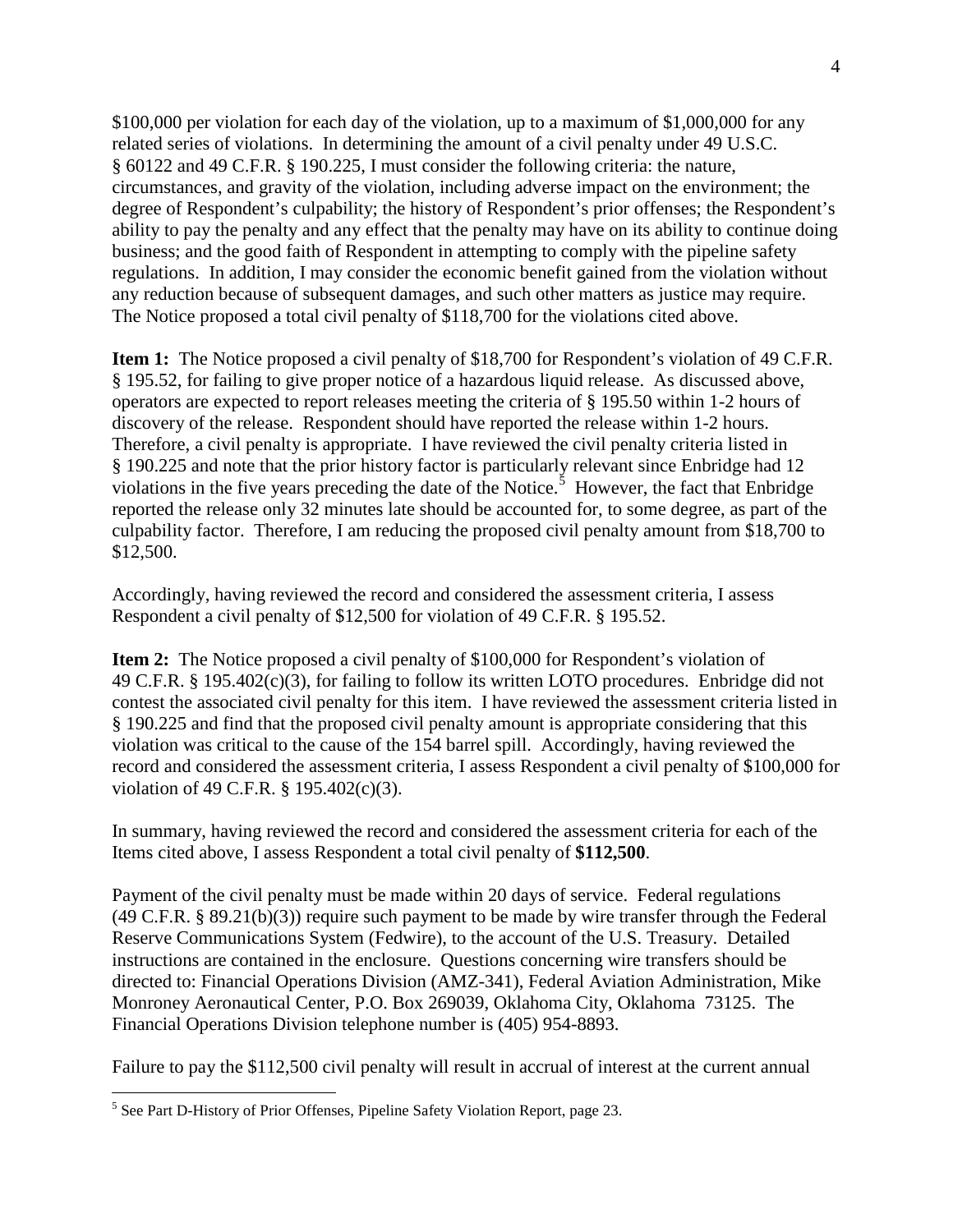$100,000 per violation for each day of the violation, up to a maximum of $1,000,000 for any related series of violations. In determining the amount of a civil penalty under 49 U.S.C. § 60122 and 49 C.F.R. § 190.225, I must consider the following criteria: the nature, circumstances, and gravity of the violation, including adverse impact on the environment; the degree of Respondent's culpability; the history of Respondent's prior offenses; the Respondent's ability to pay the penalty and any effect that the penalty may have on its ability to continue doing business; and the good faith of Respondent in attempting to comply with the pipeline safety regulations. In addition, I may consider the economic benefit gained from the violation without any reduction because of subsequent damages, and such other matters as justice may require. The Notice proposed a total civil penalty of $118,700 for the violations cited above.

**Item 1:** The Notice proposed a civil penalty of $18,700 for Respondent's violation of 49 C.F.R. § 195.52, for failing to give proper notice of a hazardous liquid release. As discussed above, operators are expected to report releases meeting the criteria of § 195.50 within 1-2 hours of discovery of the release. Respondent should have reported the release within 1-2 hours. Therefore, a civil penalty is appropriate. I have reviewed the civil penalty criteria listed in § 190.225 and note that the prior history factor is particularly relevant since Enbridge had 12 violations in the five years preceding the date of the Notice.[5] However, the fact that Enbridge reported the release only 32 minutes late should be accounted for, to some degree, as part of the culpability factor. Therefore, I am reducing the proposed civil penalty amount from $18,700 to $12,500.

Accordingly, having reviewed the record and considered the assessment criteria, I assess Respondent a civil penalty of $12,500 for violation of 49 C.F.R. § 195.52.

**Item 2:** The Notice proposed a civil penalty of $100,000 for Respondent's violation of 49 C.F.R. § 195.402(c)(3), for failing to follow its written LOTO procedures. Enbridge did not contest the associated civil penalty for this item. I have reviewed the assessment criteria listed in § 190.225 and find that the proposed civil penalty amount is appropriate considering that this violation was critical to the cause of the 154 barrel spill. Accordingly, having reviewed the record and considered the assessment criteria, I assess Respondent a civil penalty of $100,000 for violation of 49 C.F.R. § 195.402(c)(3).

In summary, having reviewed the record and considered the assessment criteria for each of the Items cited above, I assess Respondent a total civil penalty of **$112,500**.

Payment of the civil penalty must be made within 20 days of service. Federal regulations (49 C.F.R. § 89.21(b)(3)) require such payment to be made by wire transfer through the Federal Reserve Communications System (Fedwire), to the account of the U.S. Treasury. Detailed instructions are contained in the enclosure. Questions concerning wire transfers should be directed to: Financial Operations Division (AMZ-341), Federal Aviation Administration, Mike Monroney Aeronautical Center, P.O. Box 269039, Oklahoma City, Oklahoma 73125. The Financial Operations Division telephone number is (405) 954-8893.

Failure to pay the $112,500 civil penalty will result in accrual of interest at the current annual

---

[5] See Part D-History of Prior Offenses, Pipeline Safety Violation Report, page 23.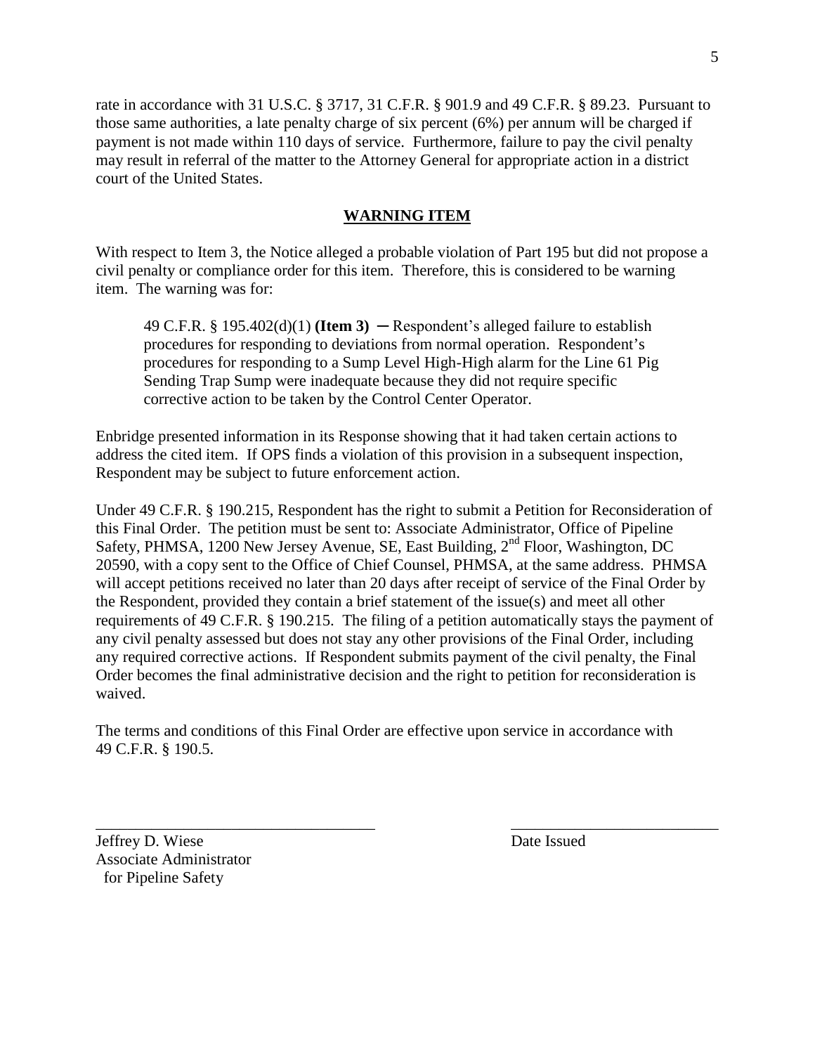rate in accordance with 31 U.S.C. § 3717, 31 C.F.R. § 901.9 and 49 C.F.R. § 89.23. Pursuant to those same authorities, a late penalty charge of six percent (6%) per annum will be charged if payment is not made within 110 days of service. Furthermore, failure to pay the civil penalty may result in referral of the matter to the Attorney General for appropriate action in a district court of the United States.

## WARNING ITEM

With respect to Item 3, the Notice alleged a probable violation of Part 195 but did not propose a civil penalty or compliance order for this item. Therefore, this is considered to be warning item. The warning was for:

> 49 C.F.R. § 195.402(d)(1) **(Item 3)** ─ Respondent's alleged failure to establish procedures for responding to deviations from normal operation. Respondent's procedures for responding to a Sump Level High-High alarm for the Line 61 Pig Sending Trap Sump were inadequate because they did not require specific corrective action to be taken by the Control Center Operator.

Enbridge presented information in its Response showing that it had taken certain actions to address the cited item. If OPS finds a violation of this provision in a subsequent inspection, Respondent may be subject to future enforcement action.

Under 49 C.F.R. § 190.215, Respondent has the right to submit a Petition for Reconsideration of this Final Order. The petition must be sent to: Associate Administrator, Office of Pipeline Safety, PHMSA, 1200 New Jersey Avenue, SE, East Building, 2nd Floor, Washington, DC 20590, with a copy sent to the Office of Chief Counsel, PHMSA, at the same address. PHMSA will accept petitions received no later than 20 days after receipt of service of the Final Order by the Respondent, provided they contain a brief statement of the issue(s) and meet all other requirements of 49 C.F.R. § 190.215. The filing of a petition automatically stays the payment of any civil penalty assessed but does not stay any other provisions of the Final Order, including any required corrective actions. If Respondent submits payment of the civil penalty, the Final Order becomes the final administrative decision and the right to petition for reconsideration is waived.

The terms and conditions of this Final Order are effective upon service in accordance with 49 C.F.R. § 190.5.

\_\_\_\_\_\_\_\_\_\_\_\_\_\_\_\_\_\_\_\_\_\_\_\_\_\_\_\_\_\_\_\_\_\_\_ \_\_\_\_\_\_\_\_\_\_\_\_\_\_\_\_\_\_\_\_\_\_\_\_\_\_

Jeffrey D. Wiese
Associate Administrator
for Pipeline Safety

Date Issued